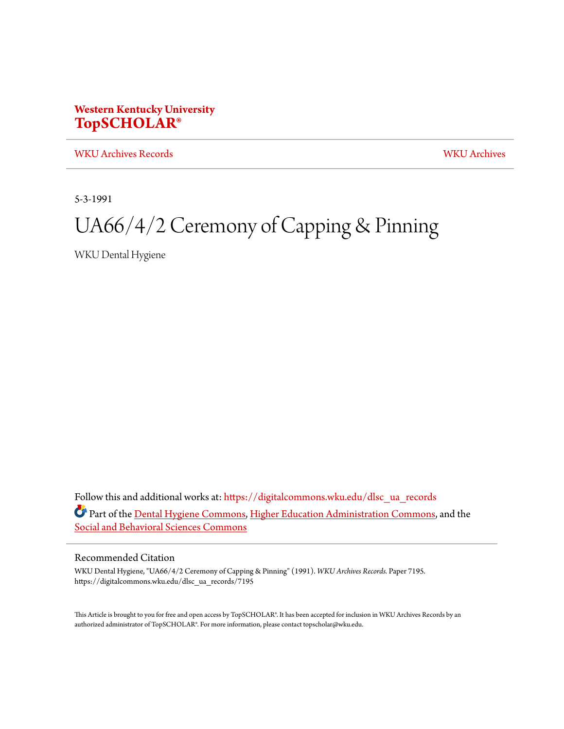Western Kentucky University
**TopSCHOLAR®**

WKU Archives Records | WKU Archives

5-3-1991

# UA66/4/2 Ceremony of Capping & Pinning

WKU Dental Hygiene

Follow this and additional works at: https://digitalcommons.wku.edu/dlsc_ua_records

Part of the Dental Hygiene Commons, Higher Education Administration Commons, and the Social and Behavioral Sciences Commons

## Recommended Citation

WKU Dental Hygiene, "UA66/4/2 Ceremony of Capping & Pinning" (1991). *WKU Archives Records.* Paper 7195.
https://digitalcommons.wku.edu/dlsc_ua_records/7195

This Article is brought to you for free and open access by TopSCHOLAR®. It has been accepted for inclusion in WKU Archives Records by an authorized administrator of TopSCHOLAR®. For more information, please contact topscholar@wku.edu.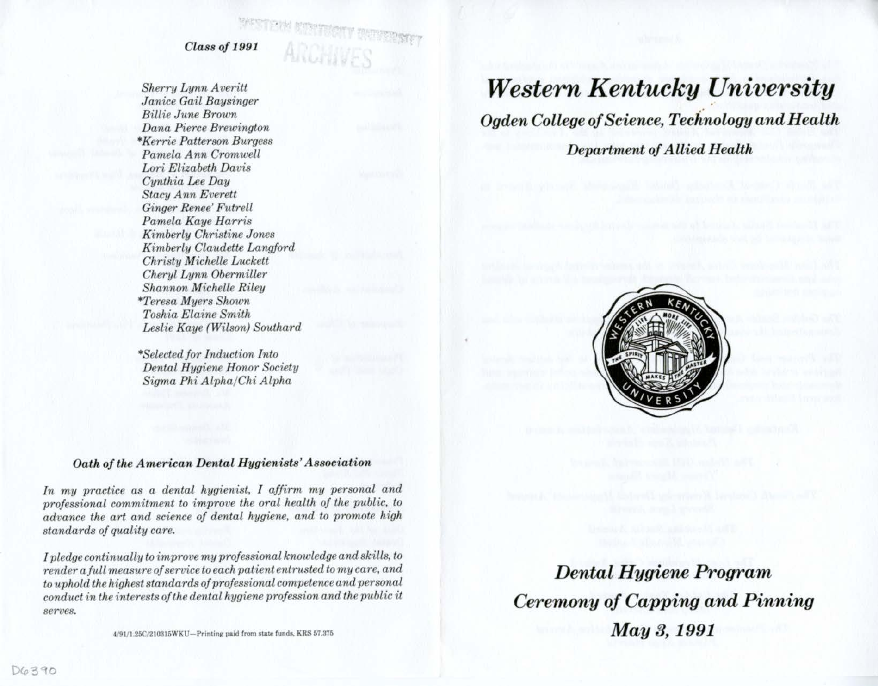WESTERN KENTUCKY UNIVERSITY ARCHIVES

### *Class of 1991*

*Sherry Lynn Averitt*
*Janice Gail Baysinger*
*Billie June Brown*
*Dana Pierce Brewington*
*\*Kerrie Patterson Burgess*
*Pamela Ann Cromwell*
*Lori Elizabeth Davis*
*Cynthia Lee Day*
*Stacy Ann Everett*
*Ginger Renee' Futrell*
*Pamela Kaye Harris*
*Kimberly Christine Jones*
*Kimberly Claudette Langford*
*Christy Michelle Luckett*
*Cheryl Lynn Obermiller*
*Shannon Michelle Riley*
*\*Teresa Myers Shown*
*Toshia Elaine Smith*
*Leslie Kaye (Wilson) Southard*

*\*Selected for Induction Into Dental Hygiene Honor Society Sigma Phi Alpha/Chi Alpha*

### *Oath of the American Dental Hygienists' Association*

*In my practice as a dental hygienist, I affirm my personal and professional commitment to improve the oral health of the public, to advance the art and science of dental hygiene, and to promote high standards of quality care.*

*I pledge continually to improve my professional knowledge and skills, to render a full measure of service to each patient entrusted to my care, and to uphold the highest standards of professional competence and personal conduct in the interests of the dental hygiene profession and the public it serves.*

4/91/1.25C/210315WKU—Printing paid from state funds, KRS 57.375

# *Western Kentucky University*

## *Ogden College of Science, Technology and Health*

### *Department of Allied Health*

## *Dental Hygiene Program*
## *Ceremony of Capping and Pinning*
## *May 3, 1991*

D6390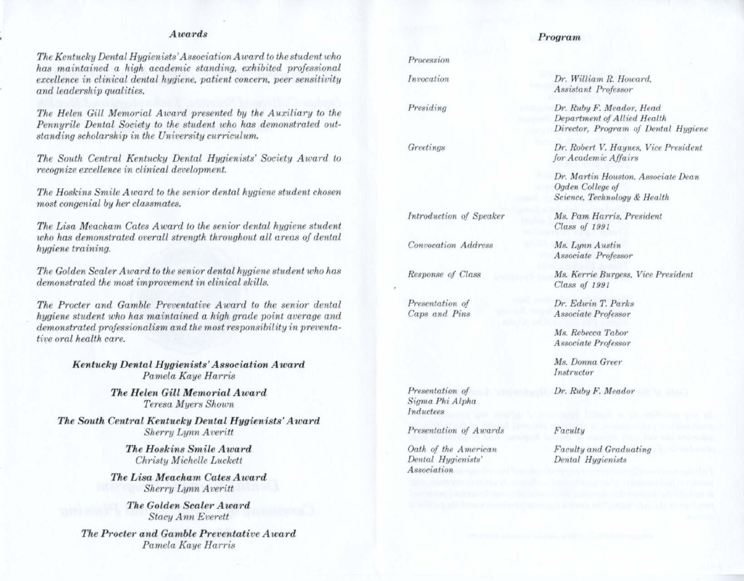## *Awards*

*The Kentucky Dental Hygienists' Association Award to the student who has maintained a high academic standing, exhibited professional excellence in clinical dental hygiene, patient concern, peer sensitivity and leadership qualities.*

*The Helen Gill Memorial Award presented by the Auxiliary to the Pennyrile Dental Society to the student who has demonstrated outstanding scholarship in the University curriculum.*

*The South Central Kentucky Dental Hygienists' Society Award to recognize excellence in clinical development.*

*The Hoskins Smile Award to the senior dental hygiene student chosen most congenial by her classmates.*

*The Lisa Meacham Cates Award to the senior dental hygiene student who has demonstrated overall strength throughout all areas of dental hygiene training.*

*The Golden Scaler Award to the senior dental hygiene student who has demonstrated the most improvement in clinical skills.*

*The Procter and Gamble Preventative Award to the senior dental hygiene student who has maintained a high grade point average and demonstrated professionalism and the most responsibility in preventative oral health care.*

***Kentucky Dental Hygienists' Association Award***
*Pamela Kaye Harris*

***The Helen Gill Memorial Award***
*Teresa Myers Shown*

***The South Central Kentucky Dental Hygienists' Award***
*Sherry Lynn Averitt*

***The Hoskins Smile Award***
*Christy Michelle Luckett*

***The Lisa Meacham Cates Award***
*Sherry Lynn Averitt*

***The Golden Scaler Award***
*Stacy Ann Everett*

***The Procter and Gamble Preventative Award***
*Pamela Kaye Harris*

## *Program*

| | |
|---|---|
| *Procession* | |
| *Invocation* | *Dr. William R. Howard, Assistant Professor* |
| *Presiding* | *Dr. Ruby F. Meador, Head Department of Allied Health Director, Program of Dental Hygiene* |
| *Greetings* | *Dr. Robert V. Haynes, Vice President for Academic Affairs* |
| | *Dr. Martin Houston, Associate Dean Ogden College of Science, Technology & Health* |
| *Introduction of Speaker* | *Ms. Pam Harris, President Class of 1991* |
| *Convocation Address* | *Ms. Lynn Austin Associate Professor* |
| *Response of Class* | *Ms. Kerrie Burgess, Vice President Class of 1991* |
| *Presentation of Caps and Pins* | *Dr. Edwin T. Parks Associate Professor* |
| | *Ms. Rebecca Tabor Associate Professor* |
| | *Ms. Donna Greer Instructor* |
| *Presentation of Sigma Phi Alpha Inductees* | *Dr. Ruby F. Meador* |
| *Presentation of Awards* | *Faculty* |
| *Oath of the American Dental Hygienists' Association* | *Faculty and Graduating Dental Hygienists* |